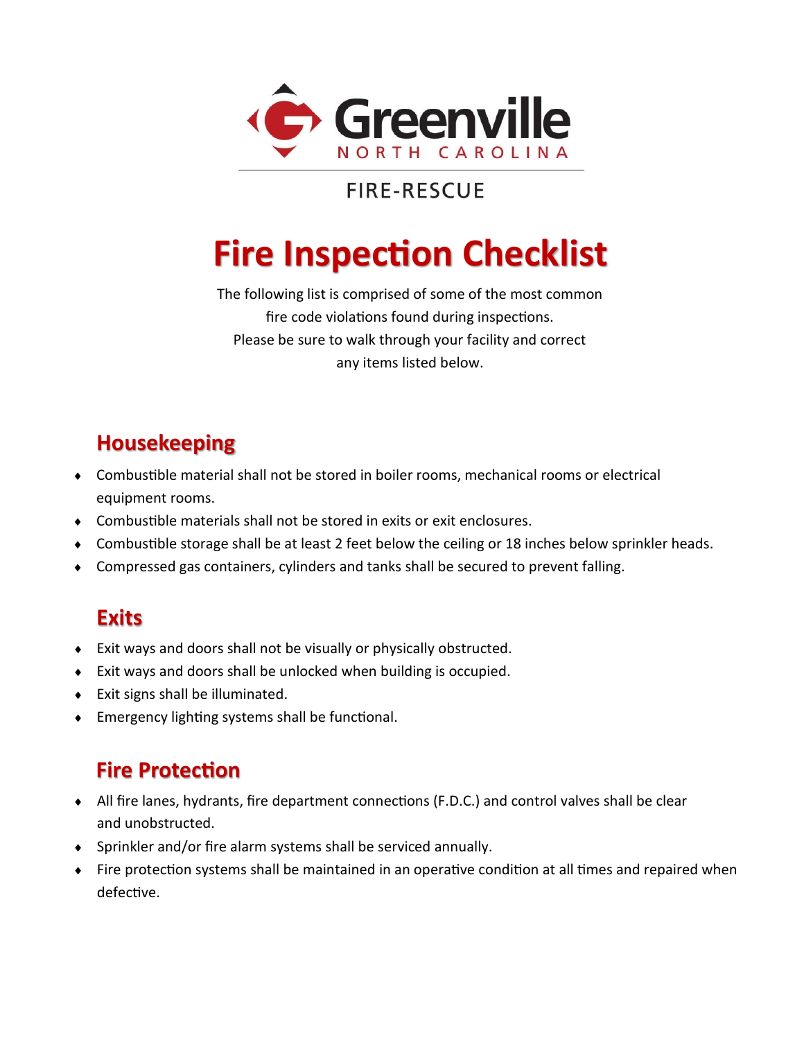Greenville
NORTH CAROLINA

FIRE-RESCUE

# Fire Inspection Checklist

The following list is comprised of some of the most common fire code violations found during inspections. Please be sure to walk through your facility and correct any items listed below.

## Housekeeping

- Combustible material shall not be stored in boiler rooms, mechanical rooms or electrical equipment rooms.
- Combustible materials shall not be stored in exits or exit enclosures.
- Combustible storage shall be at least 2 feet below the ceiling or 18 inches below sprinkler heads.
- Compressed gas containers, cylinders and tanks shall be secured to prevent falling.

## Exits

- Exit ways and doors shall not be visually or physically obstructed.
- Exit ways and doors shall be unlocked when building is occupied.
- Exit signs shall be illuminated.
- Emergency lighting systems shall be functional.

## Fire Protection

- All fire lanes, hydrants, fire department connections (F.D.C.) and control valves shall be clear and unobstructed.
- Sprinkler and/or fire alarm systems shall be serviced annually.
- Fire protection systems shall be maintained in an operative condition at all times and repaired when defective.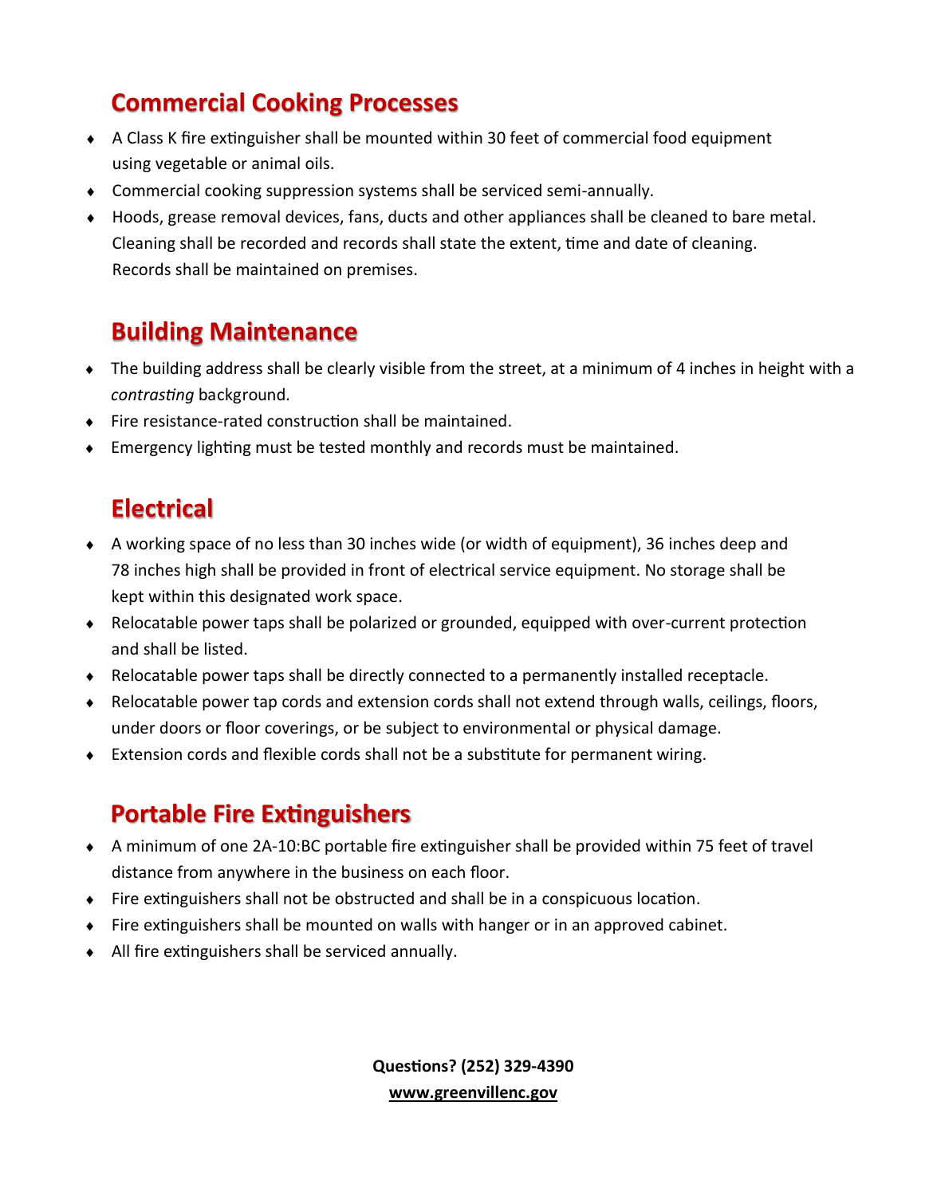## Commercial Cooking Processes

- A Class K fire extinguisher shall be mounted within 30 feet of commercial food equipment using vegetable or animal oils.
- Commercial cooking suppression systems shall be serviced semi-annually.
- Hoods, grease removal devices, fans, ducts and other appliances shall be cleaned to bare metal. Cleaning shall be recorded and records shall state the extent, time and date of cleaning. Records shall be maintained on premises.

## Building Maintenance

- The building address shall be clearly visible from the street, at a minimum of 4 inches in height with a *contrasting* background.
- Fire resistance-rated construction shall be maintained.
- Emergency lighting must be tested monthly and records must be maintained.

## Electrical

- A working space of no less than 30 inches wide (or width of equipment), 36 inches deep and 78 inches high shall be provided in front of electrical service equipment. No storage shall be kept within this designated work space.
- Relocatable power taps shall be polarized or grounded, equipped with over-current protection and shall be listed.
- Relocatable power taps shall be directly connected to a permanently installed receptacle.
- Relocatable power tap cords and extension cords shall not extend through walls, ceilings, floors, under doors or floor coverings, or be subject to environmental or physical damage.
- Extension cords and flexible cords shall not be a substitute for permanent wiring.

## Portable Fire Extinguishers

- A minimum of one 2A-10:BC portable fire extinguisher shall be provided within 75 feet of travel distance from anywhere in the business on each floor.
- Fire extinguishers shall not be obstructed and shall be in a conspicuous location.
- Fire extinguishers shall be mounted on walls with hanger or in an approved cabinet.
- All fire extinguishers shall be serviced annually.

**Questions? (252) 329-4390**

**www.greenvillenc.gov**